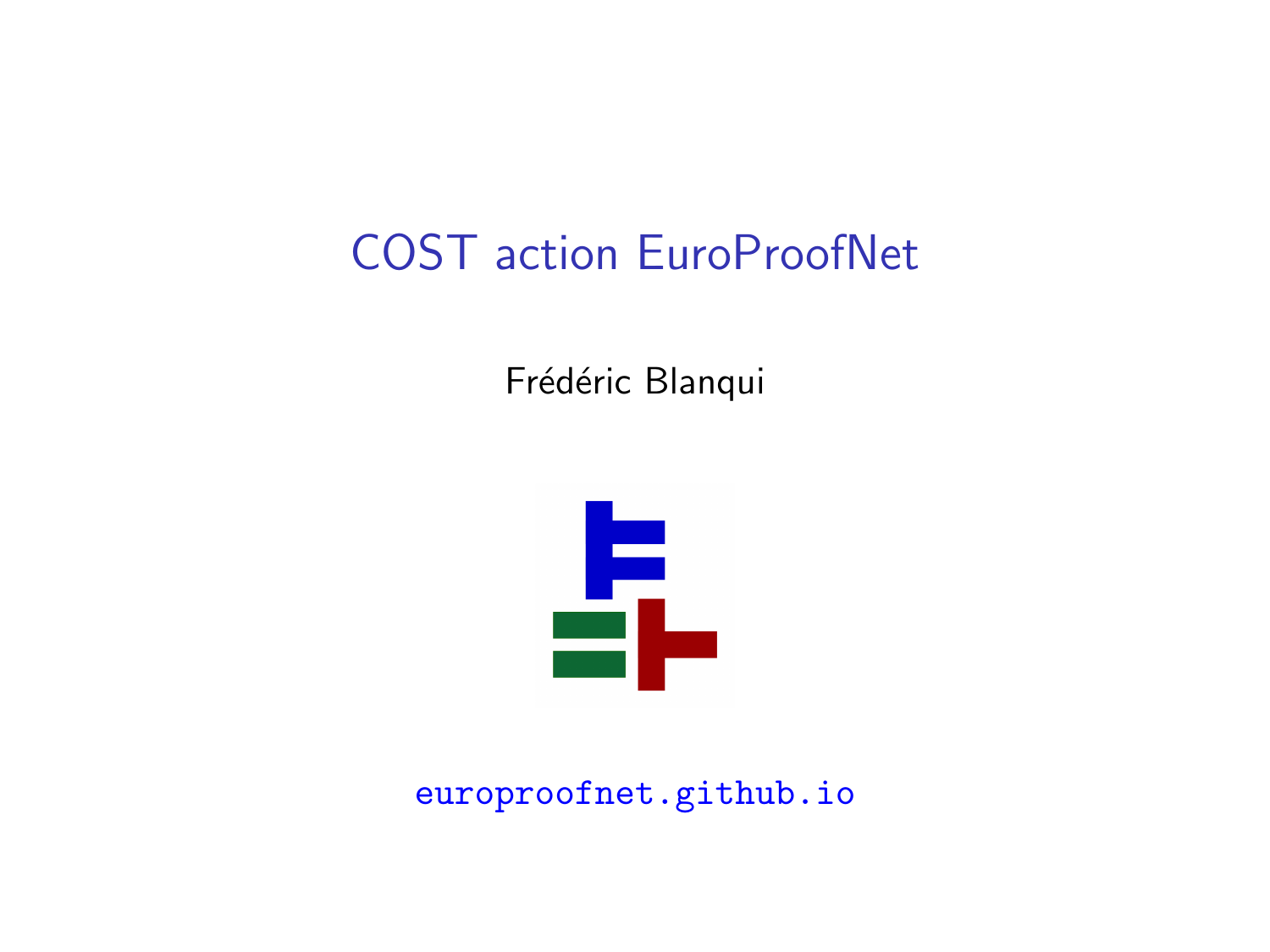# COST action EuroProofNet

Frédéric Blanqui

europroofnet.github.io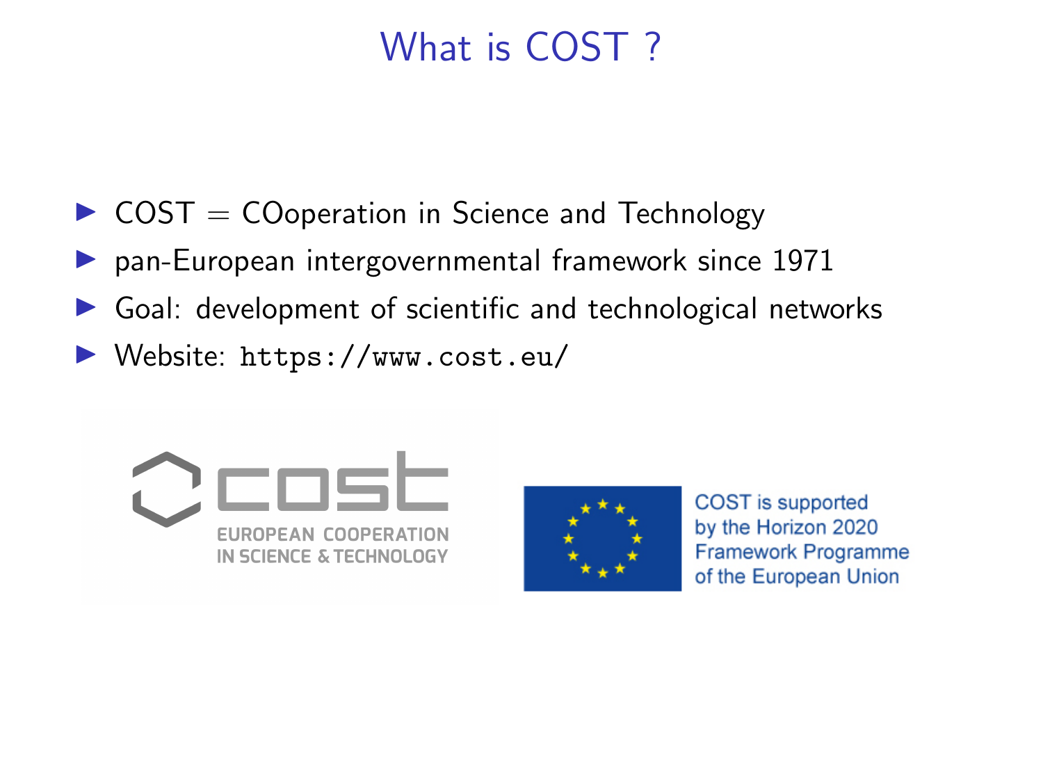# What is COST ?

- COST = COoperation in Science and Technology
- pan-European intergovernmental framework since 1971
- Goal: development of scientific and technological networks
- Website: `https://www.cost.eu/`

COST is supported by the Horizon 2020 Framework Programme of the European Union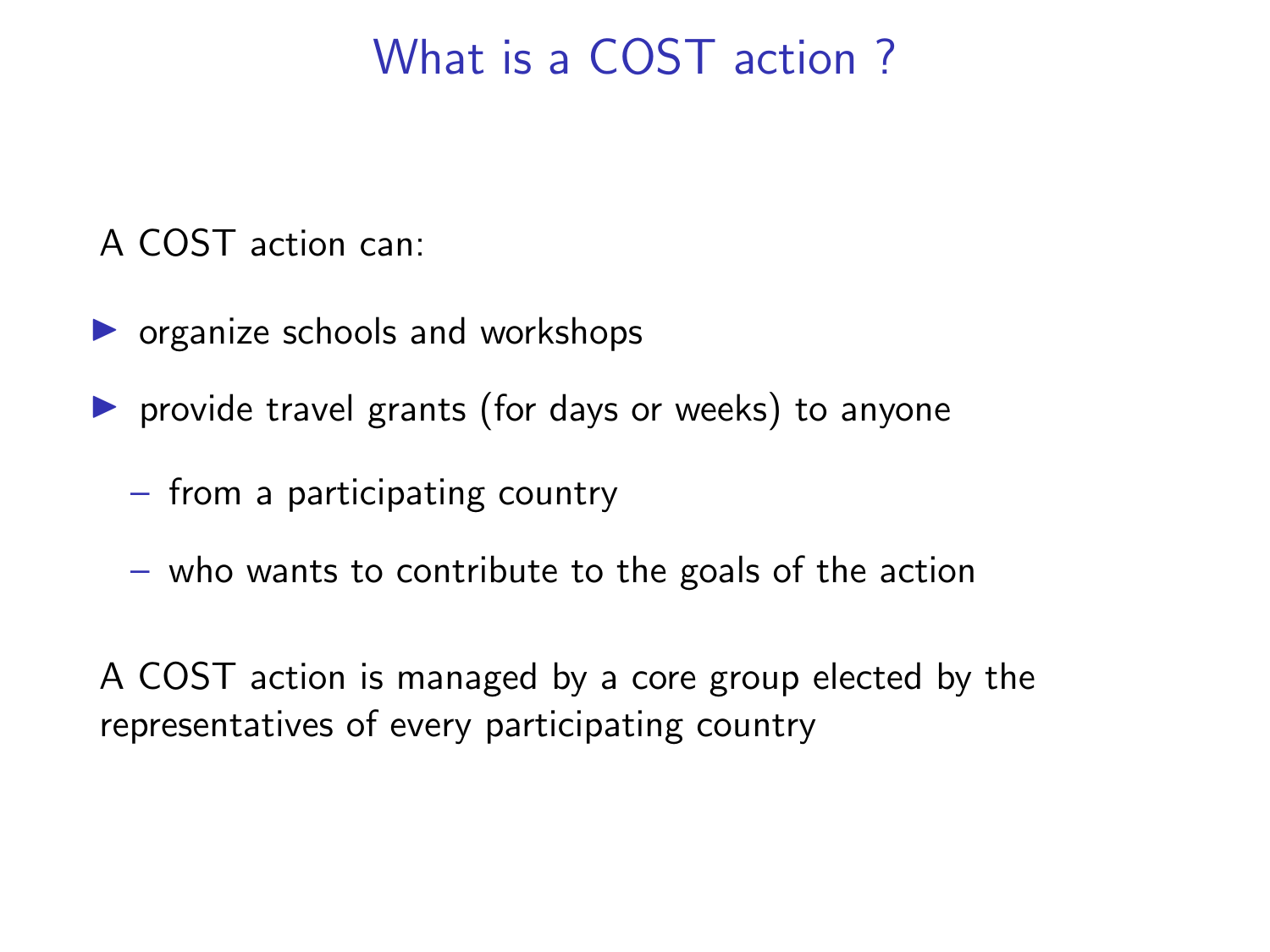# What is a COST action ?

A COST action can:

- organize schools and workshops
- provide travel grants (for days or weeks) to anyone
  - from a participating country
  - who wants to contribute to the goals of the action

A COST action is managed by a core group elected by the representatives of every participating country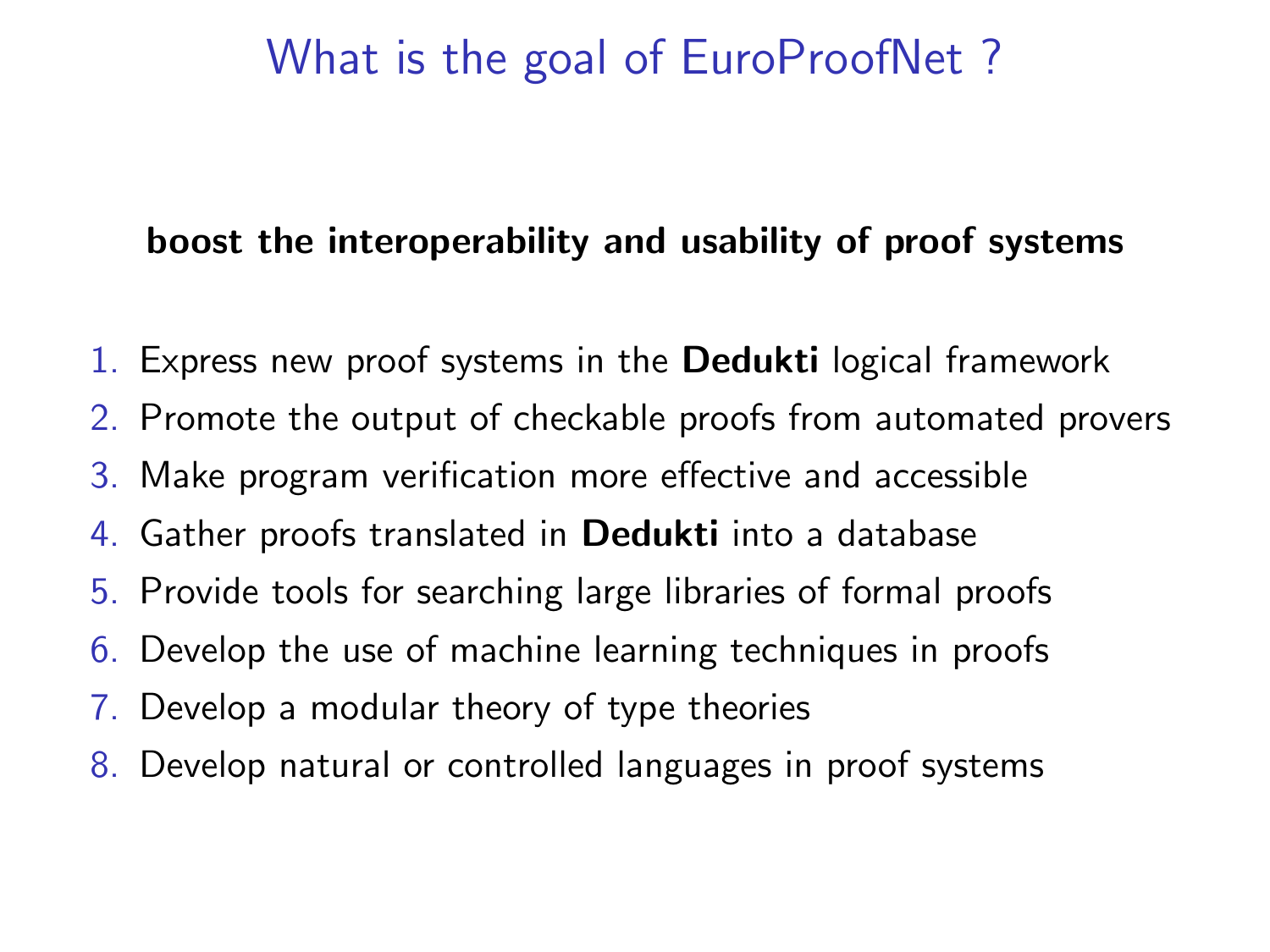# What is the goal of EuroProofNet ?

**boost the interoperability and usability of proof systems**

1. Express new proof systems in the **Dedukti** logical framework
2. Promote the output of checkable proofs from automated provers
3. Make program verification more effective and accessible
4. Gather proofs translated in **Dedukti** into a database
5. Provide tools for searching large libraries of formal proofs
6. Develop the use of machine learning techniques in proofs
7. Develop a modular theory of type theories
8. Develop natural or controlled languages in proof systems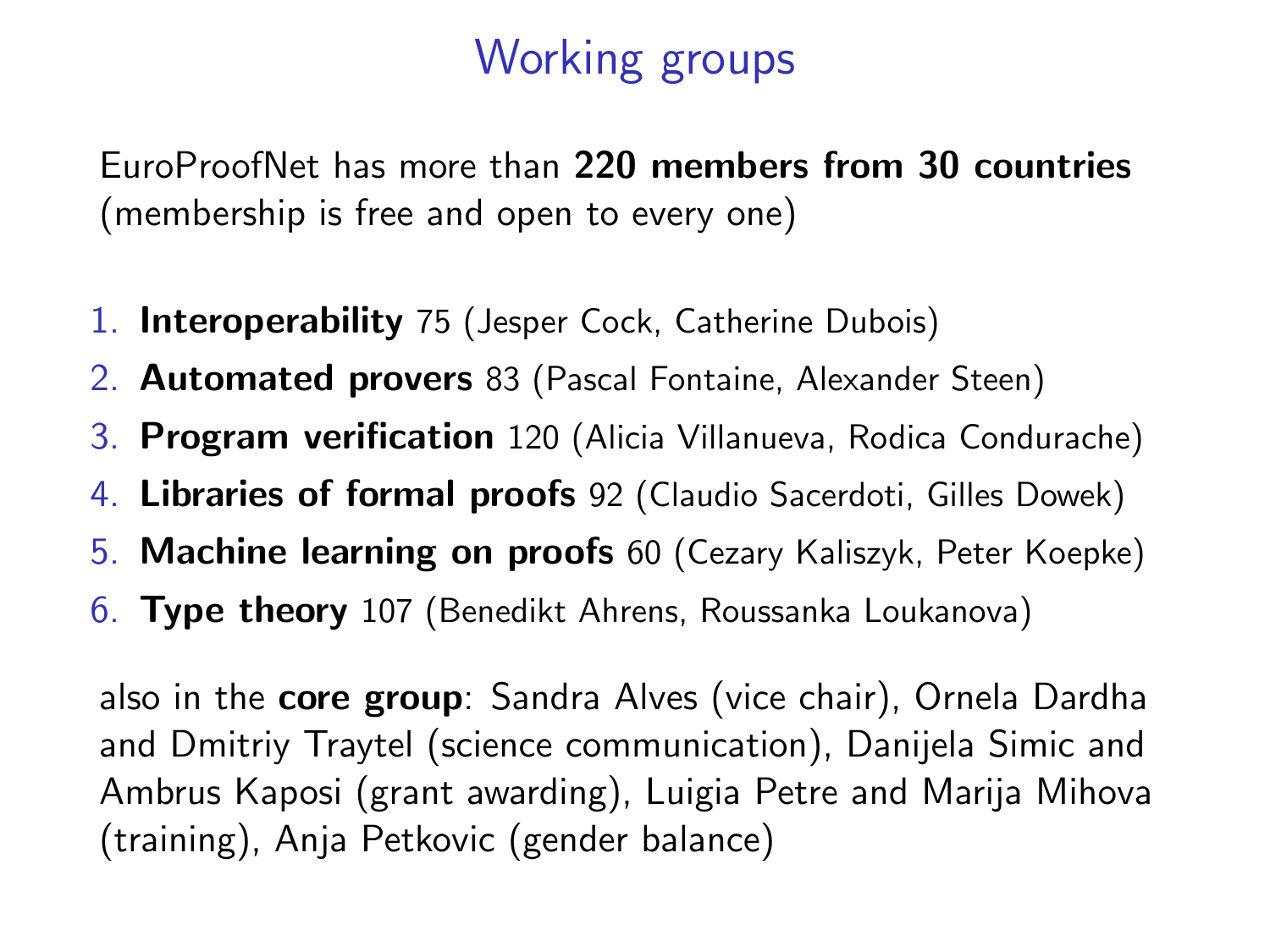# Working groups

EuroProofNet has more than **220 members from 30 countries** (membership is free and open to every one)

1. **Interoperability** 75 (Jesper Cock, Catherine Dubois)
2. **Automated provers** 83 (Pascal Fontaine, Alexander Steen)
3. **Program verification** 120 (Alicia Villanueva, Rodica Condurache)
4. **Libraries of formal proofs** 92 (Claudio Sacerdoti, Gilles Dowek)
5. **Machine learning on proofs** 60 (Cezary Kaliszyk, Peter Koepke)
6. **Type theory** 107 (Benedikt Ahrens, Roussanka Loukanova)

also in the **core group**: Sandra Alves (vice chair), Ornela Dardha and Dmitriy Traytel (science communication), Danijela Simic and Ambrus Kaposi (grant awarding), Luigia Petre and Marija Mihova (training), Anja Petkovic (gender balance)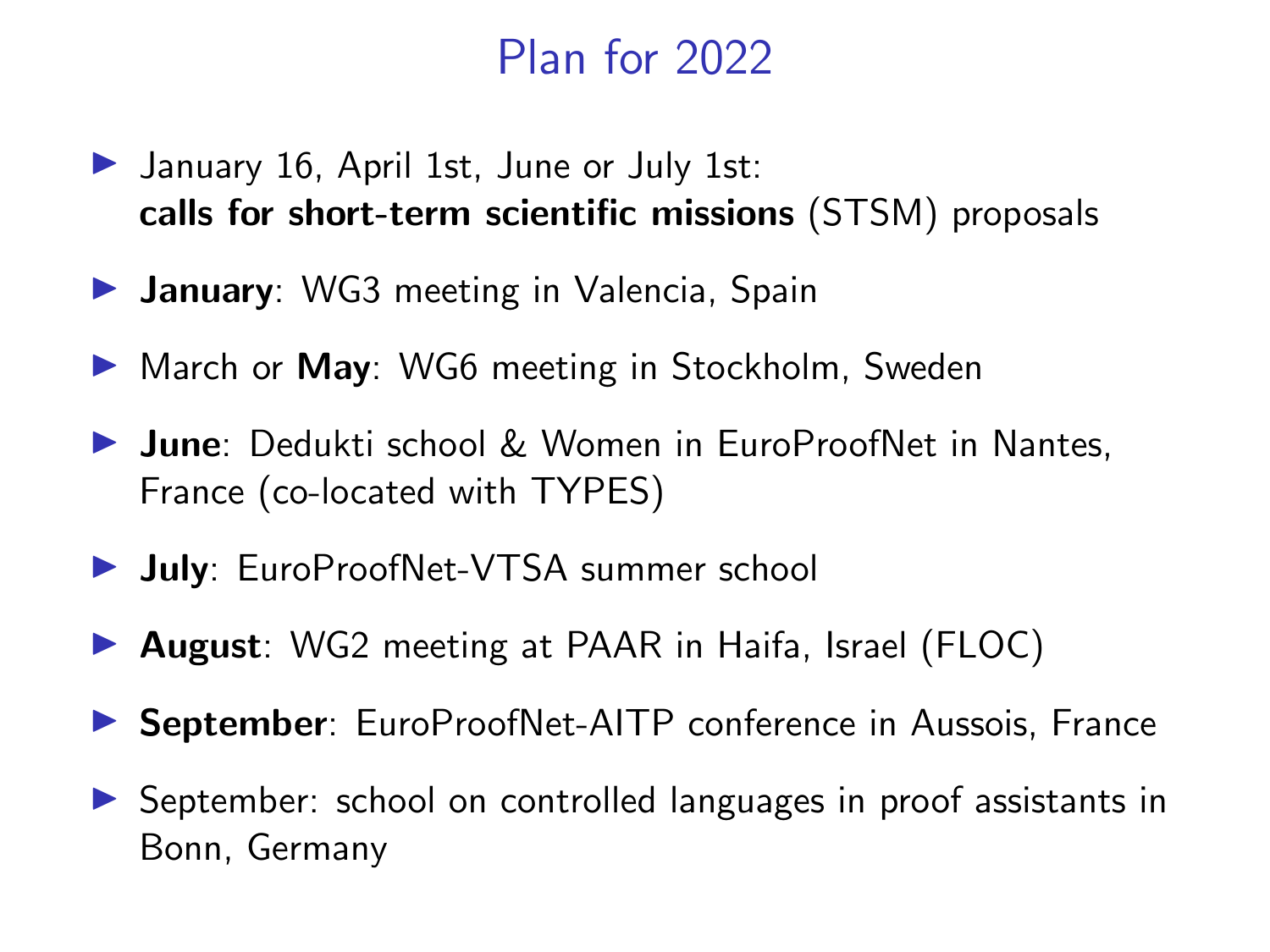# Plan for 2022

- January 16, April 1st, June or July 1st:
  **calls for short-term scientific missions** (STSM) proposals
- **January**: WG3 meeting in Valencia, Spain
- March or **May**: WG6 meeting in Stockholm, Sweden
- **June**: Dedukti school & Women in EuroProofNet in Nantes, France (co-located with TYPES)
- **July**: EuroProofNet-VTSA summer school
- **August**: WG2 meeting at PAAR in Haifa, Israel (FLOC)
- **September**: EuroProofNet-AITP conference in Aussois, France
- September: school on controlled languages in proof assistants in Bonn, Germany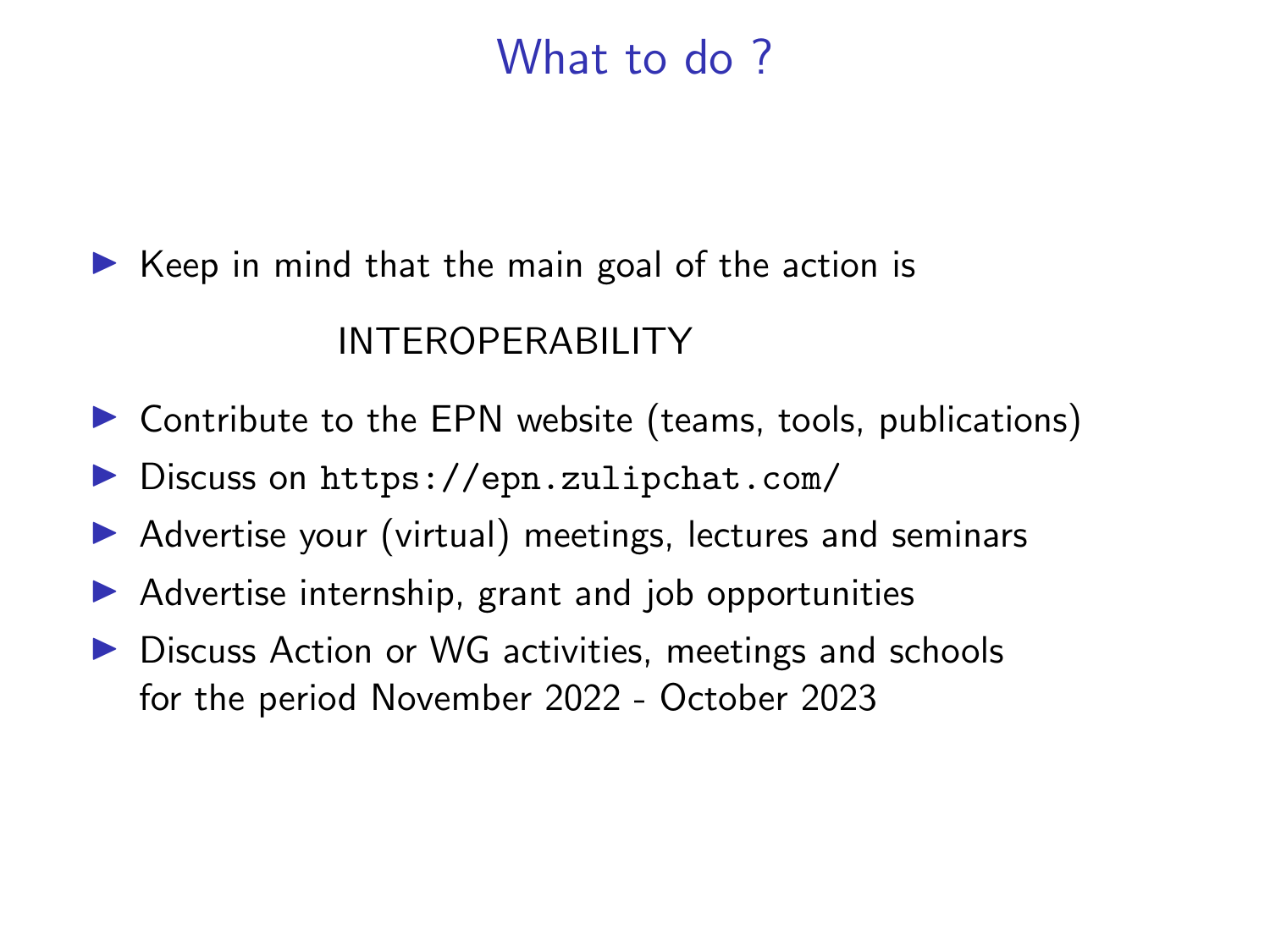# What to do ?

- Keep in mind that the main goal of the action is

  INTEROPERABILITY

- Contribute to the EPN website (teams, tools, publications)
- Discuss on `https://epn.zulipchat.com/`
- Advertise your (virtual) meetings, lectures and seminars
- Advertise internship, grant and job opportunities
- Discuss Action or WG activities, meetings and schools for the period November 2022 - October 2023